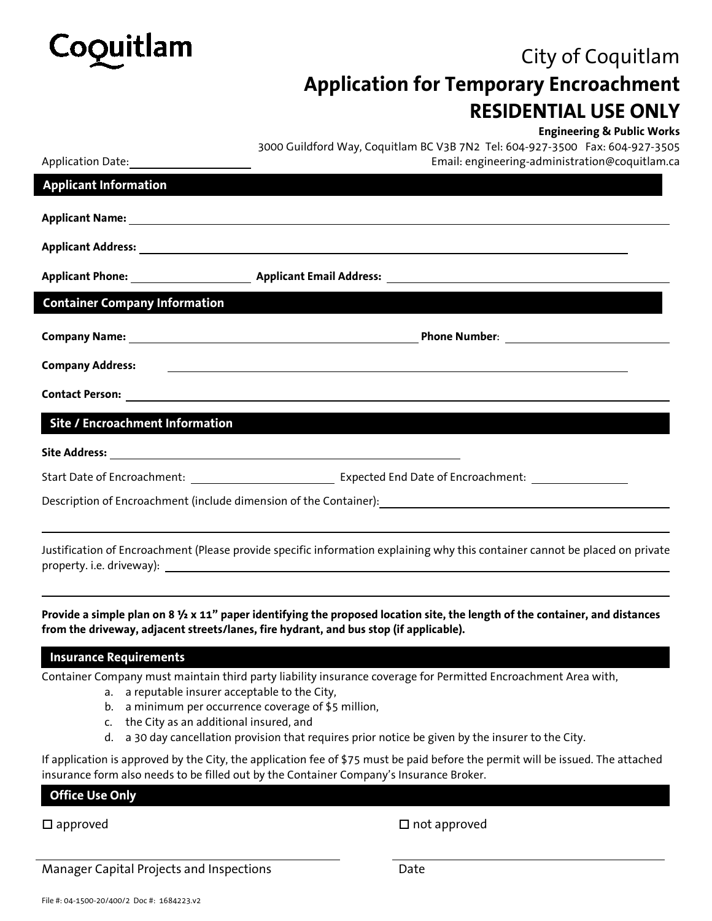Coquitlam

City of Coquitlam

# Application for Temporary Encroachment

## RESIDENTIAL USE ONLY

**Engineering & Public Works**

3000 Guildford Way, Coquitlam BC V3B 7N2 Tel: 604-927-3500 Fax: 604-927-3505

Email: engineering-administration@coquitlam.ca

Application Date: ____________________

## Applicant Information

**Applicant Name:** ____________________

**Applicant Address:** ____________________

**Applicant Phone:** ____________________ **Applicant Email Address:** ____________________

## Container Company Information

**Company Name:** ____________________ **Phone Number**: ____________________

**Company Address:** ____________________

**Contact Person:** ____________________

## Site / Encroachment Information

**Site Address:** ____________________

Start Date of Encroachment: ____________________ Expected End Date of Encroachment: ____________________

Description of Encroachment (include dimension of the Container): ____________________

____________________

Justification of Encroachment (Please provide specific information explaining why this container cannot be placed on private property. i.e. driveway): ____________________

____________________

**Provide a simple plan on 8 ½ x 11" paper identifying the proposed location site, the length of the container, and distances from the driveway, adjacent streets/lanes, fire hydrant, and bus stop (if applicable).**

## Insurance Requirements

Container Company must maintain third party liability insurance coverage for Permitted Encroachment Area with,

a. a reputable insurer acceptable to the City,
b. a minimum per occurrence coverage of $5 million,
c. the City as an additional insured, and
d. a 30 day cancellation provision that requires prior notice be given by the insurer to the City.

If application is approved by the City, the application fee of $75 must be paid before the permit will be issued. The attached insurance form also needs to be filled out by the Container Company's Insurance Broker.

## Office Use Only

☐ approved ☐ not approved

____________________ ____________________

Manager Capital Projects and Inspections Date

File #: 04-1500-20/400/2 Doc #: 1684223.v2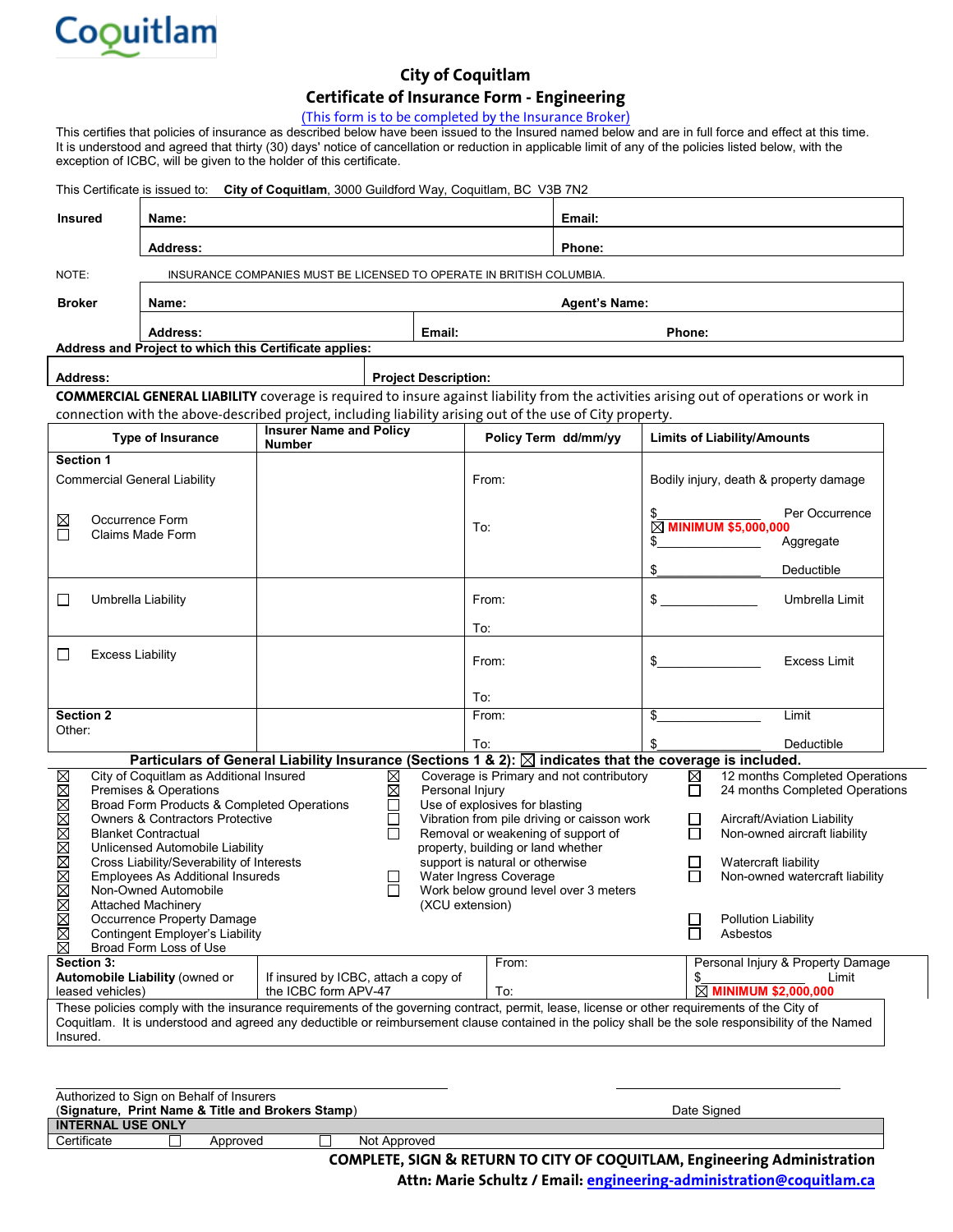Coquitlam

# City of Coquitlam
## Certificate of Insurance Form - Engineering

(This form is to be completed by the Insurance Broker)

This certifies that policies of insurance as described below have been issued to the Insured named below and are in full force and effect at this time. It is understood and agreed that thirty (30) days' notice of cancellation or reduction in applicable limit of any of the policies listed below, with the exception of ICBC, will be given to the holder of this certificate.

This Certificate is issued to: **City of Coquitlam**, 3000 Guildford Way, Coquitlam, BC V3B 7N2

| | | |
|---|---|---|
| **Insured** | **Name:** | **Email:** |
| | **Address:** | **Phone:** |

NOTE: INSURANCE COMPANIES MUST BE LICENSED TO OPERATE IN BRITISH COLUMBIA.

| | | | |
|---|---|---|---|
| **Broker** | **Name:** | | **Agent's Name:** |
| | **Address:** | **Email:** | **Phone:** |

**Address and Project to which this Certificate applies:**

| | |
|---|---|
| **Address:** | **Project Description:** |

**COMMERCIAL GENERAL LIABILITY** coverage is required to insure against liability from the activities arising out of operations or work in connection with the above-described project, including liability arising out of the use of City property.

| Type of Insurance | Insurer Name and Policy Number | Policy Term dd/mm/yy | Limits of Liability/Amounts |
|---|---|---|---|
| **Section 1**<br>Commercial General Liability<br>☒ Occurrence Form<br>☐ Claims Made Form | | From:<br>To: | Bodily injury, death & property damage<br>$\_\_\_\_\_\_\_\_\_\_ Per Occurrence<br>☒ **MINIMUM $5,000,000**<br>$\_\_\_\_\_\_\_\_\_\_ Aggregate<br>$\_\_\_\_\_\_\_\_\_\_ Deductible |
| ☐ Umbrella Liability | | From:<br>To: | $ \_\_\_\_\_\_\_\_\_\_ Umbrella Limit |
| ☐ Excess Liability | | From:<br>To: | $\_\_\_\_\_\_\_\_\_\_ Excess Limit |
| **Section 2**<br>Other: | | From:<br>To: | $\_\_\_\_\_\_\_\_\_\_ Limit<br>$\_\_\_\_\_\_\_\_\_\_ Deductible |

**Particulars of General Liability Insurance (Sections 1 & 2): ☒ indicates that the coverage is included.**

- ☒ City of Coquitlam as Additional Insured
- ☒ Premises & Operations
- ☒ Broad Form Products & Completed Operations
- ☒ Owners & Contractors Protective
- ☒ Blanket Contractual
- ☒ Unlicensed Automobile Liability
- ☒ Cross Liability/Severability of Interests
- ☒ Employees As Additional Insureds
- ☒ Non-Owned Automobile
- ☒ Attached Machinery
- ☒ Occurrence Property Damage
- ☒ Contingent Employer's Liability
- ☒ Broad Form Loss of Use

- ☒ Coverage is Primary and not contributory
- ☒ Personal Injury
- ☐ Use of explosives for blasting
- ☐ Vibration from pile driving or caisson work
- ☐ Removal or weakening of support of property, building or land whether support is natural or otherwise
- ☐ Water Ingress Coverage
- ☐ Work below ground level over 3 meters (XCU extension)

- ☒ 12 months Completed Operations
- ☐ 24 months Completed Operations
- ☐ Aircraft/Aviation Liability
- ☐ Non-owned aircraft liability
- ☐ Watercraft liability
- ☐ Non-owned watercraft liability
- ☐ Pollution Liability
- ☐ Asbestos

| | | | |
|---|---|---|---|
| **Section 3:**<br>**Automobile Liability** (owned or leased vehicles) | If insured by ICBC, attach a copy of the ICBC form APV-47 | From:<br>To: | Personal Injury & Property Damage<br>$\_\_\_\_\_\_\_\_\_\_ Limit<br>☒ **MINIMUM $2,000,000** |

These policies comply with the insurance requirements of the governing contract, permit, lease, license or other requirements of the City of Coquitlam. It is understood and agreed any deductible or reimbursement clause contained in the policy shall be the sole responsibility of the Named Insured.

\_\_\_\_\_\_\_\_\_\_\_\_\_\_\_\_\_\_\_\_\_\_\_\_\_\_\_\_\_\_ \_\_\_\_\_\_\_\_\_\_\_\_\_\_\_\_\_\_\_\_

Authorized to Sign on Behalf of Insurers
(**Signature, Print Name & Title and Brokers Stamp**) Date Signed

| **INTERNAL USE ONLY** | | | |
|---|---|---|---|
| Certificate | ☐ Approved | ☐ Not Approved | |

**COMPLETE, SIGN & RETURN TO CITY OF COQUITLAM, Engineering Administration**
**Attn: Marie Schultz / Email: engineering-administration@coquitlam.ca**